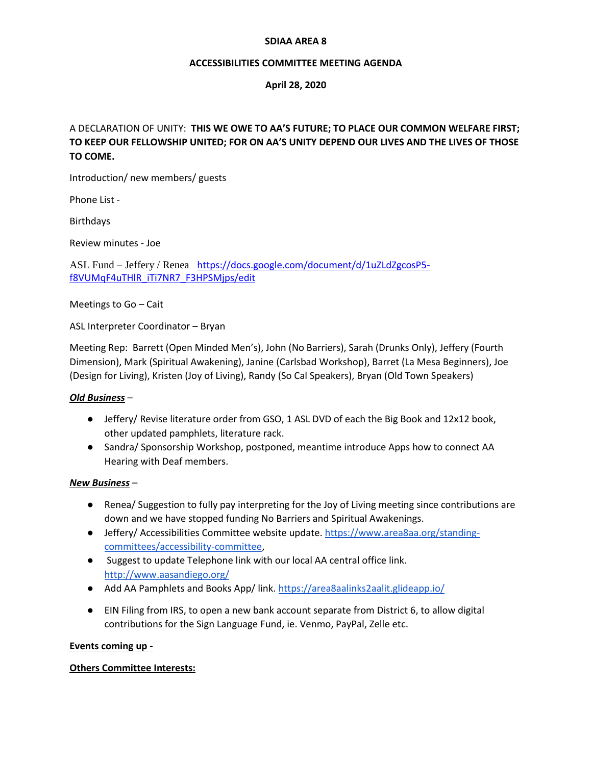**SDIAA AREA 8**

**ACCESSIBILITIES COMMITTEE MEETING AGENDA**

**April 28, 2020**

A DECLARATION OF UNITY: **THIS WE OWE TO AA'S FUTURE; TO PLACE OUR COMMON WELFARE FIRST; TO KEEP OUR FELLOWSHIP UNITED; FOR ON AA'S UNITY DEPEND OUR LIVES AND THE LIVES OF THOSE TO COME.**

Introduction/ new members/ guests

Phone List -

Birthdays

Review minutes - Joe

ASL Fund – Jeffery / Renea [https://docs.google.com/document/d/1uZLdZgcosP5-f8VUMqF4uTHlR_iTi7NR7_F3HPSMjps/edit](https://docs.google.com/document/d/1uZLdZgcosP5-f8VUMqF4uTHlR_iTi7NR7_F3HPSMjps/edit)

Meetings to Go – Cait

ASL Interpreter Coordinator – Bryan

Meeting Rep: Barrett (Open Minded Men's), John (No Barriers), Sarah (Drunks Only), Jeffery (Fourth Dimension), Mark (Spiritual Awakening), Janine (Carlsbad Workshop), Barret (La Mesa Beginners), Joe (Design for Living), Kristen (Joy of Living), Randy (So Cal Speakers), Bryan (Old Town Speakers)

***Old Business*** –

- Jeffery/ Revise literature order from GSO, 1 ASL DVD of each the Big Book and 12x12 book, other updated pamphlets, literature rack.
- Sandra/ Sponsorship Workshop, postponed, meantime introduce Apps how to connect AA Hearing with Deaf members.

***New Business*** –

- Renea/ Suggestion to fully pay interpreting for the Joy of Living meeting since contributions are down and we have stopped funding No Barriers and Spiritual Awakenings.
- Jeffery/ Accessibilities Committee website update. [https://www.area8aa.org/standing-committees/accessibility-committee](https://www.area8aa.org/standing-committees/accessibility-committee),
- Suggest to update Telephone link with our local AA central office link. [http://www.aasandiego.org/](http://www.aasandiego.org/)
- Add AA Pamphlets and Books App/ link. [https://area8aalinks2aalit.glideapp.io/](https://area8aalinks2aalit.glideapp.io/)
- EIN Filing from IRS, to open a new bank account separate from District 6, to allow digital contributions for the Sign Language Fund, ie. Venmo, PayPal, Zelle etc.

**Events coming up -**

**Others Committee Interests:**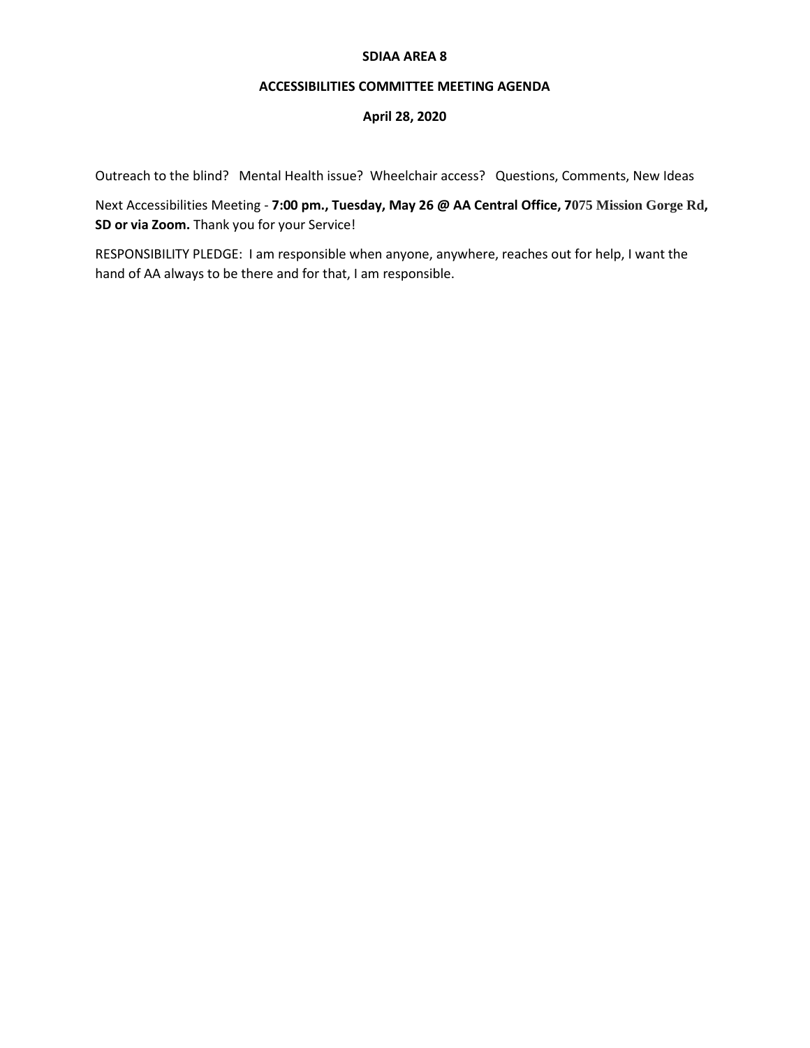**SDIAA AREA 8**

**ACCESSIBILITIES COMMITTEE MEETING AGENDA**

**April 28, 2020**

Outreach to the blind? Mental Health issue? Wheelchair access? Questions, Comments, New Ideas

Next Accessibilities Meeting - **7:00 pm., Tuesday, May 26 @ AA Central Office, 7075 Mission Gorge Rd, SD or via Zoom.** Thank you for your Service!

RESPONSIBILITY PLEDGE: I am responsible when anyone, anywhere, reaches out for help, I want the hand of AA always to be there and for that, I am responsible.